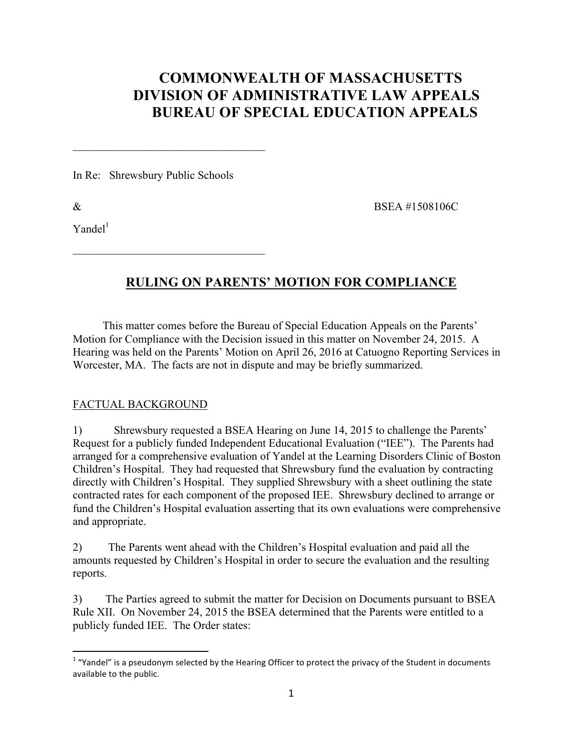# COMMONWEALTH OF MASSACHUSETTS
# DIVISION OF ADMINISTRATIVE LAW APPEALS
# BUREAU OF SPECIAL EDUCATION APPEALS

---

In Re: Shrewsbury Public Schools

& BSEA #1508106C

Yandel[1]

---

## RULING ON PARENTS' MOTION FOR COMPLIANCE

This matter comes before the Bureau of Special Education Appeals on the Parents' Motion for Compliance with the Decision issued in this matter on November 24, 2015. A Hearing was held on the Parents' Motion on April 26, 2016 at Catuogno Reporting Services in Worcester, MA. The facts are not in dispute and may be briefly summarized.

### FACTUAL BACKGROUND

1) Shrewsbury requested a BSEA Hearing on June 14, 2015 to challenge the Parents' Request for a publicly funded Independent Educational Evaluation ("IEE"). The Parents had arranged for a comprehensive evaluation of Yandel at the Learning Disorders Clinic of Boston Children's Hospital. They had requested that Shrewsbury fund the evaluation by contracting directly with Children's Hospital. They supplied Shrewsbury with a sheet outlining the state contracted rates for each component of the proposed IEE. Shrewsbury declined to arrange or fund the Children's Hospital evaluation asserting that its own evaluations were comprehensive and appropriate.

2) The Parents went ahead with the Children's Hospital evaluation and paid all the amounts requested by Children's Hospital in order to secure the evaluation and the resulting reports.

3) The Parties agreed to submit the matter for Decision on Documents pursuant to BSEA Rule XII. On November 24, 2015 the BSEA determined that the Parents were entitled to a publicly funded IEE. The Order states:

[1] "Yandel" is a pseudonym selected by the Hearing Officer to protect the privacy of the Student in documents available to the public.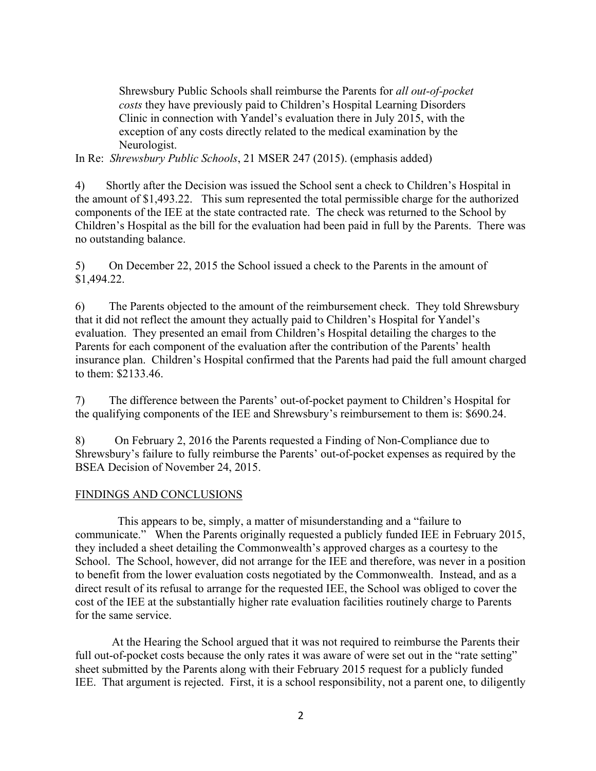> Shrewsbury Public Schools shall reimburse the Parents for *all out-of-pocket costs* they have previously paid to Children's Hospital Learning Disorders Clinic in connection with Yandel's evaluation there in July 2015, with the exception of any costs directly related to the medical examination by the Neurologist.

In Re: *Shrewsbury Public Schools*, 21 MSER 247 (2015). (emphasis added)

4) Shortly after the Decision was issued the School sent a check to Children's Hospital in the amount of $1,493.22. This sum represented the total permissible charge for the authorized components of the IEE at the state contracted rate. The check was returned to the School by Children's Hospital as the bill for the evaluation had been paid in full by the Parents. There was no outstanding balance.

5) On December 22, 2015 the School issued a check to the Parents in the amount of $1,494.22.

6) The Parents objected to the amount of the reimbursement check. They told Shrewsbury that it did not reflect the amount they actually paid to Children's Hospital for Yandel's evaluation. They presented an email from Children's Hospital detailing the charges to the Parents for each component of the evaluation after the contribution of the Parents' health insurance plan. Children's Hospital confirmed that the Parents had paid the full amount charged to them: $2133.46.

7) The difference between the Parents' out-of-pocket payment to Children's Hospital for the qualifying components of the IEE and Shrewsbury's reimbursement to them is: $690.24.

8) On February 2, 2016 the Parents requested a Finding of Non-Compliance due to Shrewsbury's failure to fully reimburse the Parents' out-of-pocket expenses as required by the BSEA Decision of November 24, 2015.

## FINDINGS AND CONCLUSIONS

This appears to be, simply, a matter of misunderstanding and a "failure to communicate." When the Parents originally requested a publicly funded IEE in February 2015, they included a sheet detailing the Commonwealth's approved charges as a courtesy to the School. The School, however, did not arrange for the IEE and therefore, was never in a position to benefit from the lower evaluation costs negotiated by the Commonwealth. Instead, and as a direct result of its refusal to arrange for the requested IEE, the School was obliged to cover the cost of the IEE at the substantially higher rate evaluation facilities routinely charge to Parents for the same service.

At the Hearing the School argued that it was not required to reimburse the Parents their full out-of-pocket costs because the only rates it was aware of were set out in the "rate setting" sheet submitted by the Parents along with their February 2015 request for a publicly funded IEE. That argument is rejected. First, it is a school responsibility, not a parent one, to diligently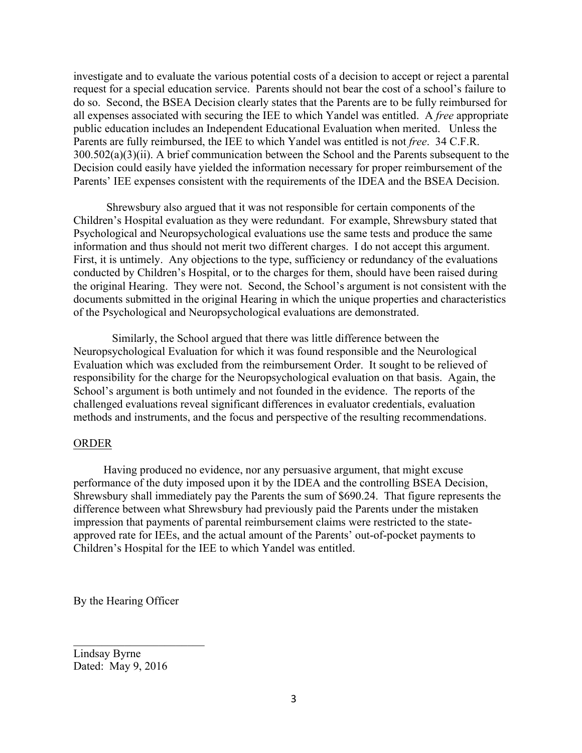investigate and to evaluate the various potential costs of a decision to accept or reject a parental request for a special education service. Parents should not bear the cost of a school's failure to do so. Second, the BSEA Decision clearly states that the Parents are to be fully reimbursed for all expenses associated with securing the IEE to which Yandel was entitled. A *free* appropriate public education includes an Independent Educational Evaluation when merited. Unless the Parents are fully reimbursed, the IEE to which Yandel was entitled is not *free*. 34 C.F.R. 300.502(a)(3)(ii). A brief communication between the School and the Parents subsequent to the Decision could easily have yielded the information necessary for proper reimbursement of the Parents' IEE expenses consistent with the requirements of the IDEA and the BSEA Decision.

Shrewsbury also argued that it was not responsible for certain components of the Children's Hospital evaluation as they were redundant. For example, Shrewsbury stated that Psychological and Neuropsychological evaluations use the same tests and produce the same information and thus should not merit two different charges. I do not accept this argument. First, it is untimely. Any objections to the type, sufficiency or redundancy of the evaluations conducted by Children's Hospital, or to the charges for them, should have been raised during the original Hearing. They were not. Second, the School's argument is not consistent with the documents submitted in the original Hearing in which the unique properties and characteristics of the Psychological and Neuropsychological evaluations are demonstrated.

Similarly, the School argued that there was little difference between the Neuropsychological Evaluation for which it was found responsible and the Neurological Evaluation which was excluded from the reimbursement Order. It sought to be relieved of responsibility for the charge for the Neuropsychological evaluation on that basis. Again, the School's argument is both untimely and not founded in the evidence. The reports of the challenged evaluations reveal significant differences in evaluator credentials, evaluation methods and instruments, and the focus and perspective of the resulting recommendations.

## ORDER

Having produced no evidence, nor any persuasive argument, that might excuse performance of the duty imposed upon it by the IDEA and the controlling BSEA Decision, Shrewsbury shall immediately pay the Parents the sum of $690.24. That figure represents the difference between what Shrewsbury had previously paid the Parents under the mistaken impression that payments of parental reimbursement claims were restricted to the state-approved rate for IEEs, and the actual amount of the Parents' out-of-pocket payments to Children's Hospital for the IEE to which Yandel was entitled.

By the Hearing Officer

\_\_\_\_\_\_\_\_\_\_\_\_\_\_\_\_\_\_\_\_\_\_\_\_

Lindsay Byrne
Dated: May 9, 2016